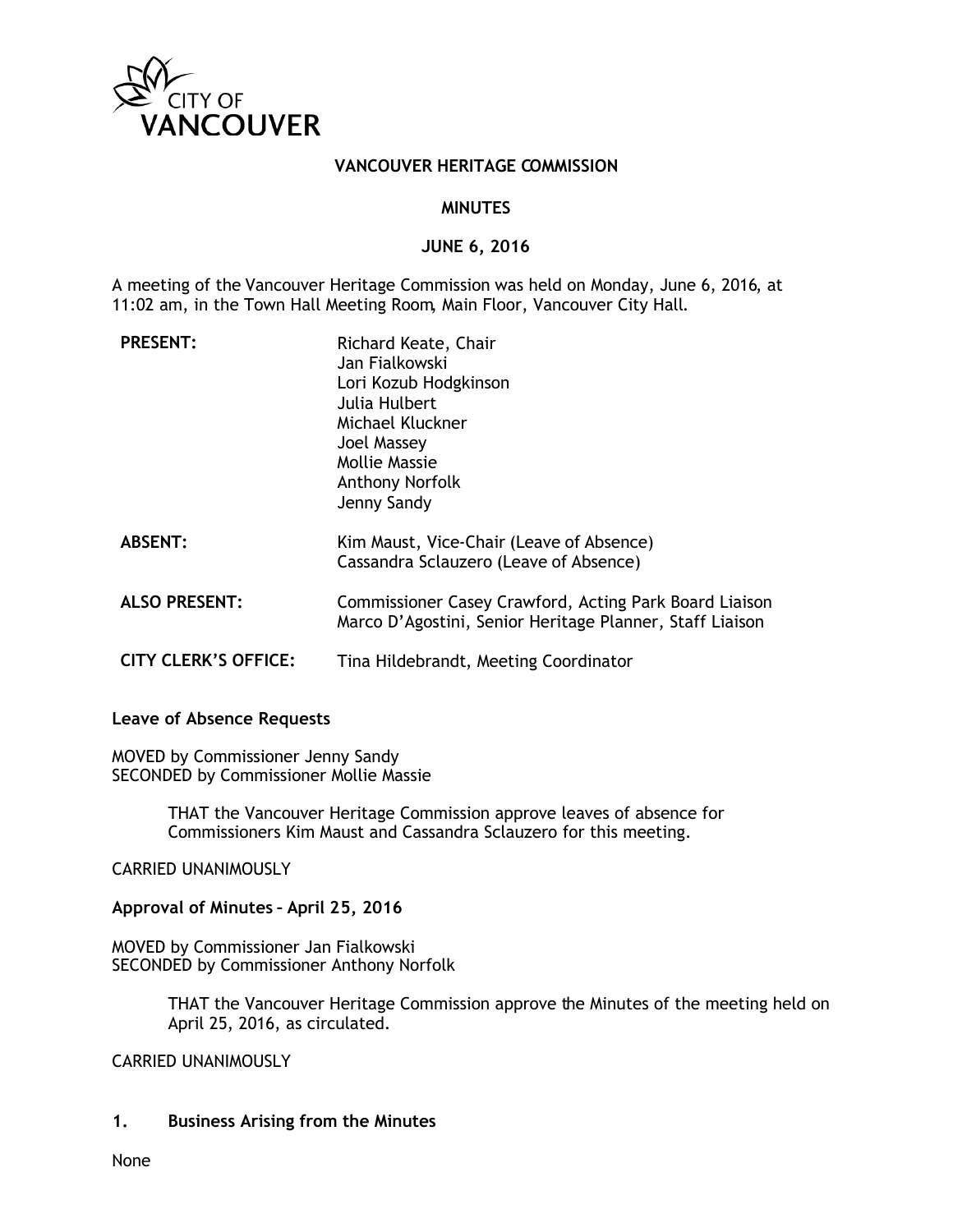CITY OF VANCOUVER

# VANCOUVER HERITAGE COMMISSION

## MINUTES

## JUNE 6, 2016

A meeting of the Vancouver Heritage Commission was held on Monday, June 6, 2016, at 11:02 am, in the Town Hall Meeting Room, Main Floor, Vancouver City Hall.

**PRESENT:** Richard Keate, Chair
Jan Fialkowski
Lori Kozub Hodgkinson
Julia Hulbert
Michael Kluckner
Joel Massey
Mollie Massie
Anthony Norfolk
Jenny Sandy

**ABSENT:** Kim Maust, Vice-Chair (Leave of Absence)
Cassandra Sclauzero (Leave of Absence)

**ALSO PRESENT:** Commissioner Casey Crawford, Acting Park Board Liaison
Marco D'Agostini, Senior Heritage Planner, Staff Liaison

**CITY CLERK'S OFFICE:** Tina Hildebrandt, Meeting Coordinator

**Leave of Absence Requests**

MOVED by Commissioner Jenny Sandy
SECONDED by Commissioner Mollie Massie

> THAT the Vancouver Heritage Commission approve leaves of absence for Commissioners Kim Maust and Cassandra Sclauzero for this meeting.

CARRIED UNANIMOUSLY

**Approval of Minutes – April 25, 2016**

MOVED by Commissioner Jan Fialkowski
SECONDED by Commissioner Anthony Norfolk

> THAT the Vancouver Heritage Commission approve the Minutes of the meeting held on April 25, 2016, as circulated.

CARRIED UNANIMOUSLY

**1. Business Arising from the Minutes**

None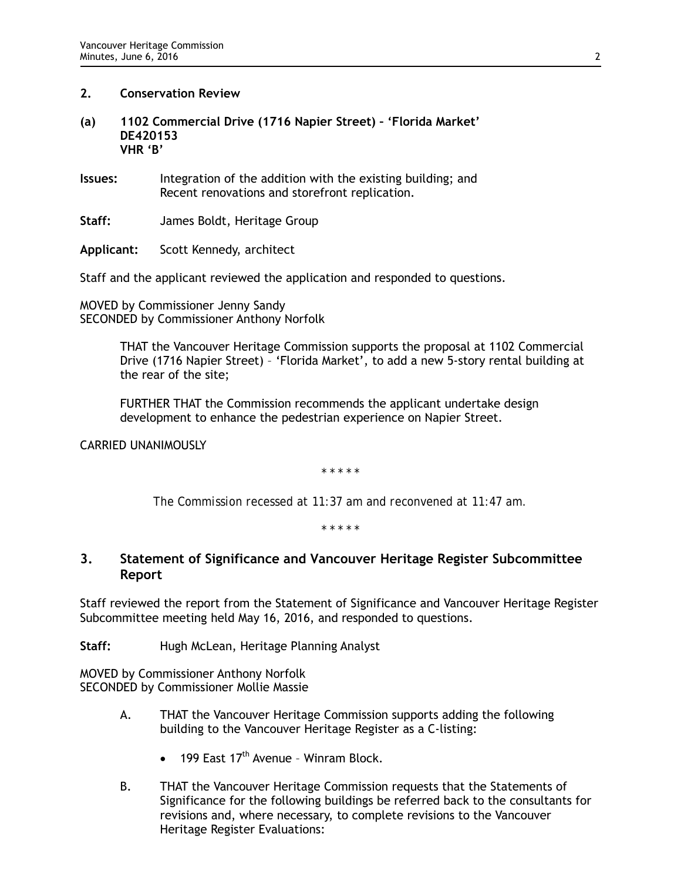## 2. Conservation Review

### (a) 1102 Commercial Drive (1716 Napier Street) – 'Florida Market' DE420153 VHR 'B'

**Issues:** Integration of the addition with the existing building; and Recent renovations and storefront replication.

**Staff:** James Boldt, Heritage Group

**Applicant:** Scott Kennedy, architect

Staff and the applicant reviewed the application and responded to questions.

MOVED by Commissioner Jenny Sandy
SECONDED by Commissioner Anthony Norfolk

> THAT the Vancouver Heritage Commission supports the proposal at 1102 Commercial Drive (1716 Napier Street) – 'Florida Market', to add a new 5-story rental building at the rear of the site;
>
> FURTHER THAT the Commission recommends the applicant undertake design development to enhance the pedestrian experience on Napier Street.

CARRIED UNANIMOUSLY

\* \* \* \* \*

*The Commission recessed at 11:37 am and reconvened at 11:47 am.*

\* \* \* \* \*

## 3. Statement of Significance and Vancouver Heritage Register Subcommittee Report

Staff reviewed the report from the Statement of Significance and Vancouver Heritage Register Subcommittee meeting held May 16, 2016, and responded to questions.

**Staff:** Hugh McLean, Heritage Planning Analyst

MOVED by Commissioner Anthony Norfolk
SECONDED by Commissioner Mollie Massie

A. THAT the Vancouver Heritage Commission supports adding the following building to the Vancouver Heritage Register as a C-listing:

- 199 East 17th Avenue – Winram Block.

B. THAT the Vancouver Heritage Commission requests that the Statements of Significance for the following buildings be referred back to the consultants for revisions and, where necessary, to complete revisions to the Vancouver Heritage Register Evaluations: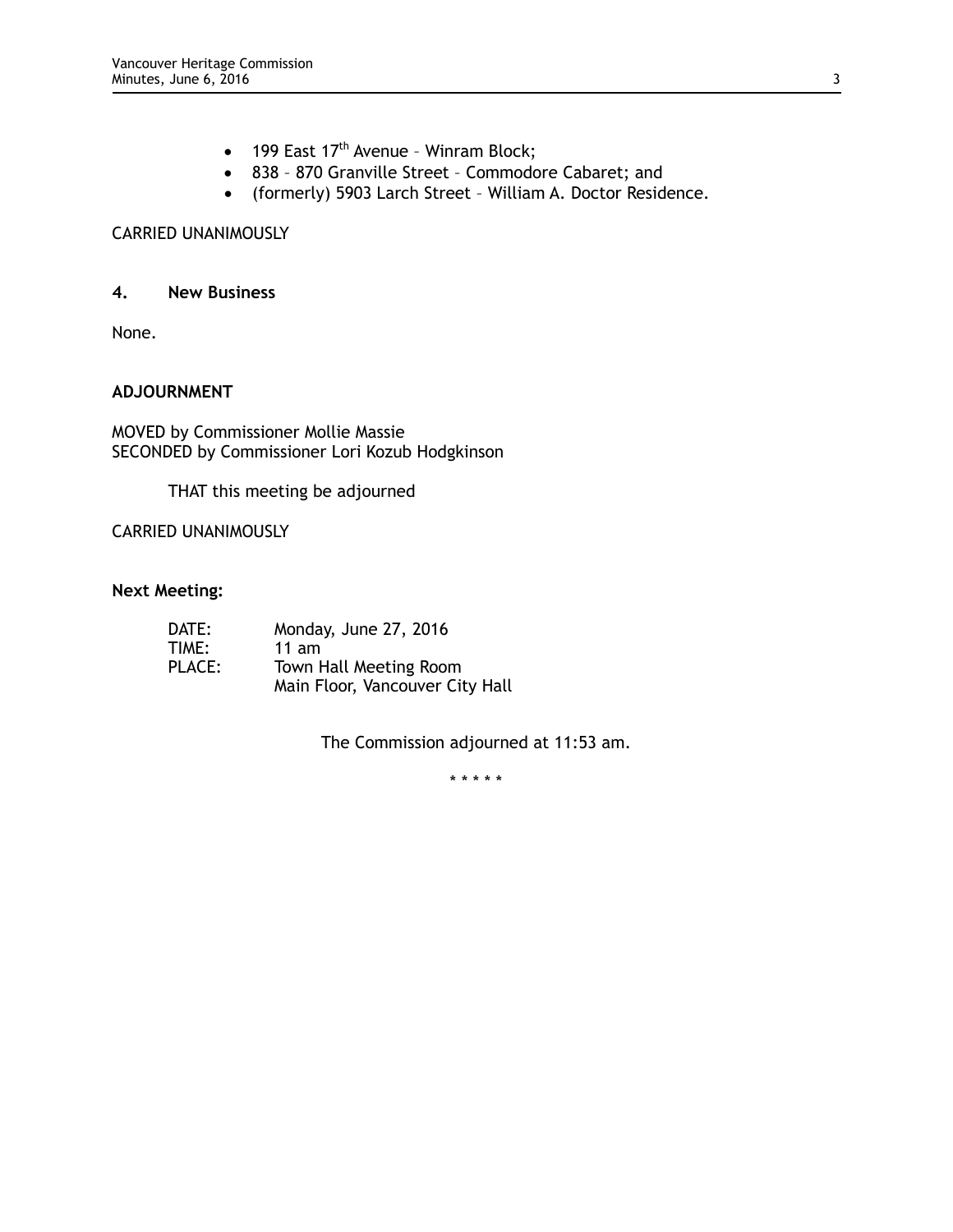- 199 East 17$^{th}$ Avenue – Winram Block;
- 838 – 870 Granville Street – Commodore Cabaret; and
- (formerly) 5903 Larch Street – William A. Doctor Residence.

CARRIED UNANIMOUSLY

## 4. New Business

None.

## ADJOURNMENT

MOVED by Commissioner Mollie Massie
SECONDED by Commissioner Lori Kozub Hodgkinson

THAT this meeting be adjourned

CARRIED UNANIMOUSLY

**Next Meeting:**

| | |
|---|---|
| DATE: | Monday, June 27, 2016 |
| TIME: | 11 am |
| PLACE: | Town Hall Meeting Room<br>Main Floor, Vancouver City Hall |

The Commission adjourned at 11:53 am.

\* \* \* \* \*